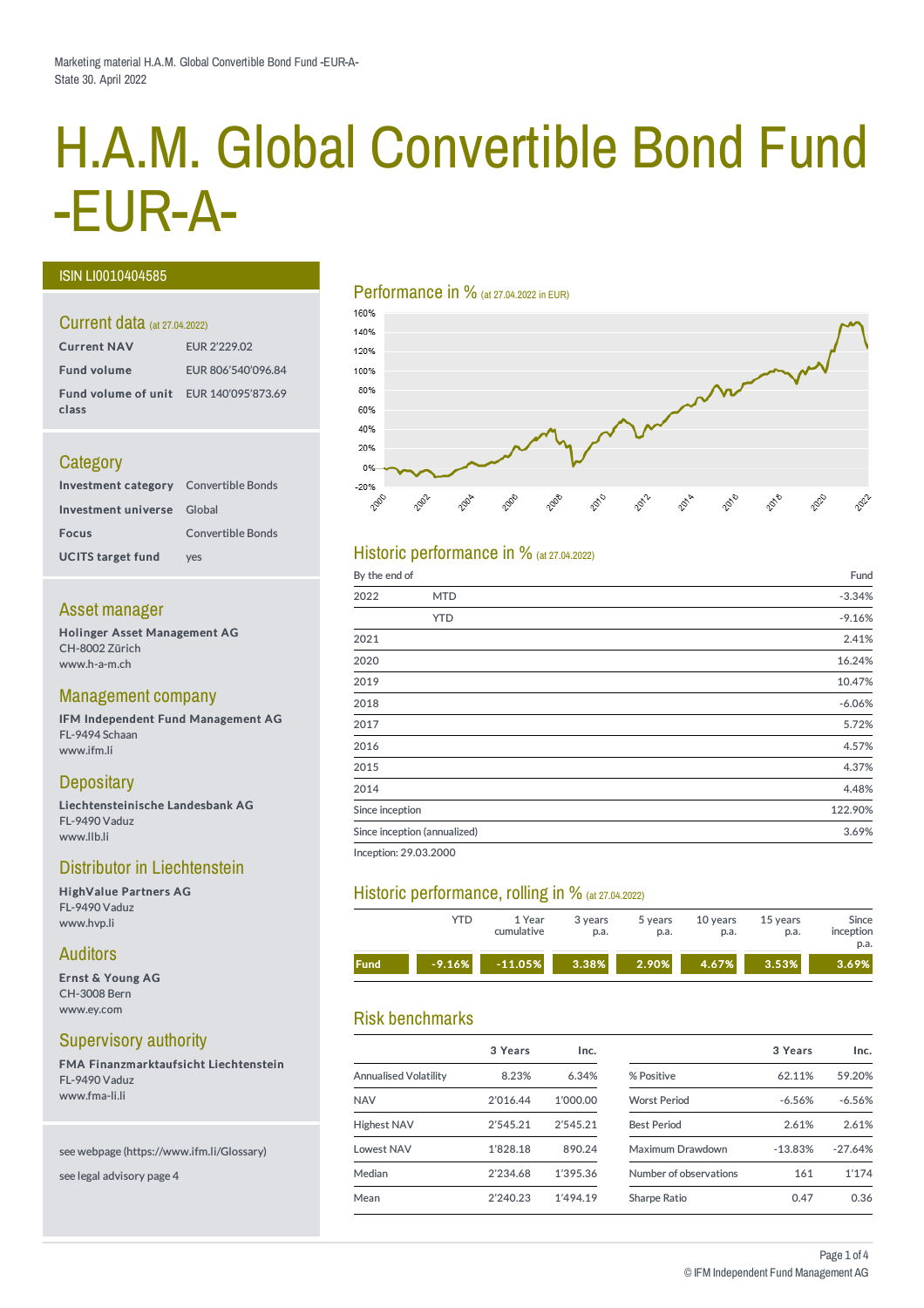Marketing material H.A.M. Global Convertible Bond Fund -EUR-A-
State 30. April 2022

# H.A.M. Global Convertible Bond Fund -EUR-A-

ISIN LI0010404585

## Current data (at 27.04.2022)

| | |
|---|---|
| **Current NAV** | EUR 2'229.02 |
| **Fund volume** | EUR 806'540'096.84 |
| **Fund volume of unit class** | EUR 140'095'873.69 |

## Category

| | |
|---|---|
| **Investment category** | Convertible Bonds |
| **Investment universe** | Global |
| **Focus** | Convertible Bonds |
| **UCITS target fund** | yes |

## Asset manager

**Holinger Asset Management AG**
CH-8002 Zürich
www.h-a-m.ch

## Management company

**IFM Independent Fund Management AG**
FL-9494 Schaan
www.ifm.li

## Depositary

**Liechtensteinische Landesbank AG**
FL-9490 Vaduz
www.llb.li

## Distributor in Liechtenstein

**HighValue Partners AG**
FL-9490 Vaduz
www.hvp.li

## Auditors

**Ernst & Young AG**
CH-3008 Bern
www.ey.com

## Supervisory authority

**FMA Finanzmarktaufsicht Liechtenstein**
FL-9490 Vaduz
www.fma-li.li

see webpage (https://www.ifm.li/Glossary)

see legal advisory page 4

## Performance in % (at 27.04.2022 in EUR)

## Historic performance in % (at 27.04.2022)

| By the end of | | Fund |
|---|---|---|
| 2022 | MTD | -3.34% |
| | YTD | -9.16% |
| 2021 | | 2.41% |
| 2020 | | 16.24% |
| 2019 | | 10.47% |
| 2018 | | -6.06% |
| 2017 | | 5.72% |
| 2016 | | 4.57% |
| 2015 | | 4.37% |
| 2014 | | 4.48% |
| Since inception | | 122.90% |
| Since inception (annualized) | | 3.69% |

Inception: 29.03.2000

## Historic performance, rolling in % (at 27.04.2022)

| | YTD | 1 Year cumulative | 3 years p.a. | 5 years p.a. | 10 years p.a. | 15 years p.a. | Since inception p.a. |
|---|---|---|---|---|---|---|---|
| **Fund** | -9.16% | -11.05% | 3.38% | 2.90% | 4.67% | 3.53% | 3.69% |

## Risk benchmarks

| | 3 Years | Inc. |
|---|---|---|
| Annualised Volatility | 8.23% | 6.34% |
| NAV | 2'016.44 | 1'000.00 |
| Highest NAV | 2'545.21 | 2'545.21 |
| Lowest NAV | 1'828.18 | 890.24 |
| Median | 2'234.68 | 1'395.36 |
| Mean | 2'240.23 | 1'494.19 |

| | 3 Years | Inc. |
|---|---|---|
| % Positive | 62.11% | 59.20% |
| Worst Period | -6.56% | -6.56% |
| Best Period | 2.61% | 2.61% |
| Maximum Drawdown | -13.83% | -27.64% |
| Number of observations | 161 | 1'174 |
| Sharpe Ratio | 0.47 | 0.36 |

© IFM Independent Fund Management AG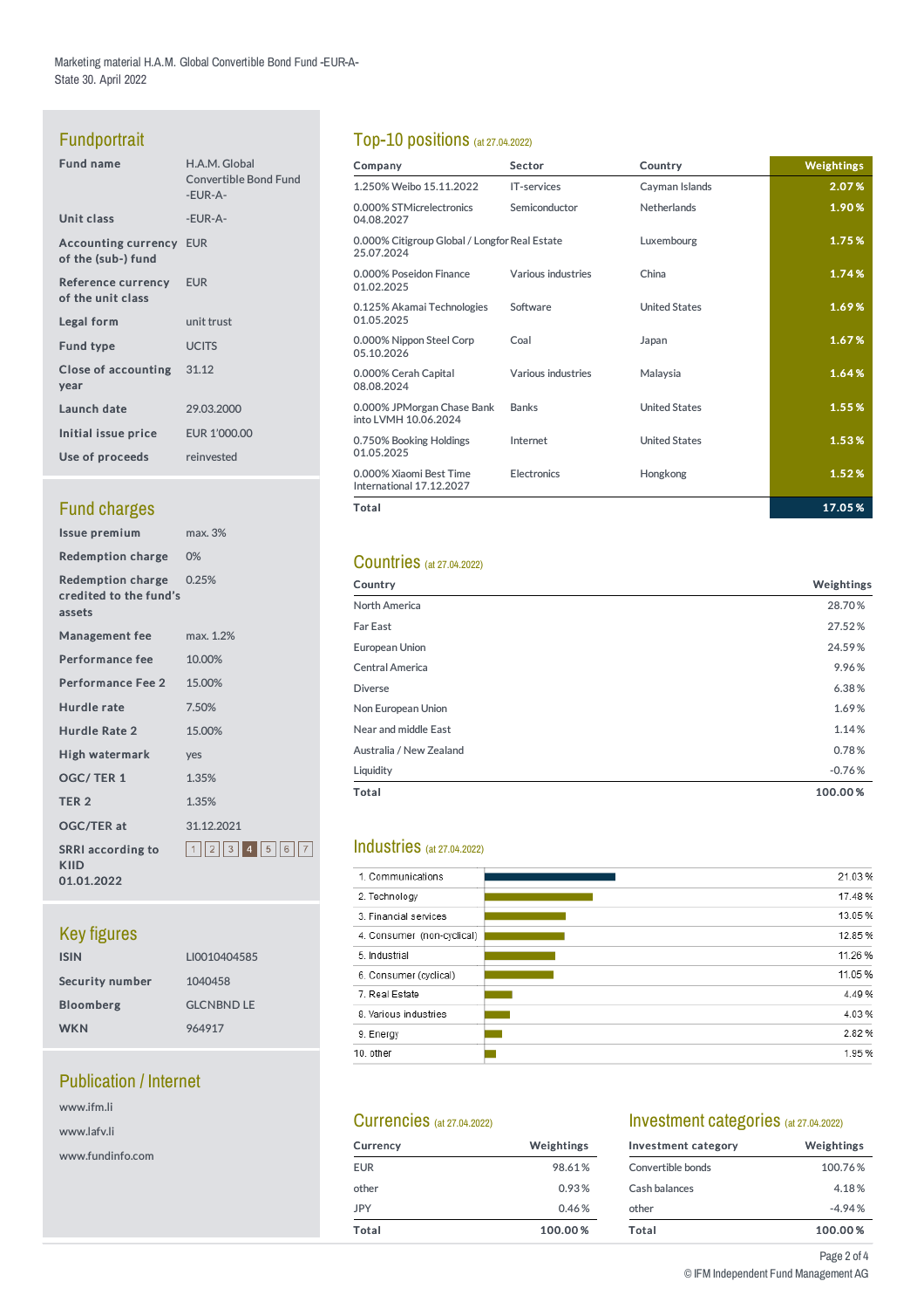Marketing material H.A.M. Global Convertible Bond Fund -EUR-A-
State 30. April 2022

## Fundportrait

| | |
|---|---|
| Fund name | H.A.M. Global Convertible Bond Fund -EUR-A- |
| Unit class | -EUR-A- |
| Accounting currency of the (sub-) fund | EUR |
| Reference currency of the unit class | EUR |
| Legal form | unit trust |
| Fund type | UCITS |
| Close of accounting year | 31.12 |
| Launch date | 29.03.2000 |
| Initial issue price | EUR 1'000.00 |
| Use of proceeds | reinvested |

## Fund charges

| | |
|---|---|
| Issue premium | max. 3% |
| Redemption charge | 0% |
| Redemption charge credited to the fund's assets | 0.25% |
| Management fee | max. 1.2% |
| Performance fee | 10.00% |
| Performance Fee 2 | 15.00% |
| Hurdle rate | 7.50% |
| Hurdle Rate 2 | 15.00% |
| High watermark | yes |
| OGC/ TER 1 | 1.35% |
| TER 2 | 1.35% |
| OGC/TER at | 31.12.2021 |
| SRRI according to KIID 01.01.2022 | 1 2 3 **4** 5 6 7 |

## Key figures

| | |
|---|---|
| ISIN | LI0010404585 |
| Security number | 1040458 |
| Bloomberg | GLCNBND LE |
| WKN | 964917 |

## Publication / Internet

www.ifm.li

www.lafv.li

www.fundinfo.com

## Top-10 positions (at 27.04.2022)

| Company | Sector | Country | Weightings |
|---|---|---|---|
| 1.250% Weibo 15.11.2022 | IT-services | Cayman Islands | 2.07 % |
| 0.000% STMicrelectronics 04.08.2027 | Semiconductor | Netherlands | 1.90 % |
| 0.000% Citigroup Global / Longfor 25.07.2024 | Real Estate | Luxembourg | 1.75 % |
| 0.000% Poseidon Finance 01.02.2025 | Various industries | China | 1.74 % |
| 0.125% Akamai Technologies 01.05.2025 | Software | United States | 1.69 % |
| 0.000% Nippon Steel Corp 05.10.2026 | Coal | Japan | 1.67 % |
| 0.000% Cerah Capital 08.08.2024 | Various industries | Malaysia | 1.64 % |
| 0.000% JPMorgan Chase Bank into LVMH 10.06.2024 | Banks | United States | 1.55 % |
| 0.750% Booking Holdings 01.05.2025 | Internet | United States | 1.53 % |
| 0.000% Xiaomi Best Time International 17.12.2027 | Electronics | Hongkong | 1.52 % |
| **Total** | | | **17.05 %** |

## Countries (at 27.04.2022)

| Country | Weightings |
|---|---|
| North America | 28.70 % |
| Far East | 27.52 % |
| European Union | 24.59 % |
| Central America | 9.96 % |
| Diverse | 6.38 % |
| Non European Union | 1.69 % |
| Near and middle East | 1.14 % |
| Australia / New Zealand | 0.78 % |
| Liquidity | -0.76 % |
| **Total** | **100.00 %** |

## Industries (at 27.04.2022)

| Industry | Weighting |
|---|---|
| 1. Communications | 21.03 % |
| 2. Technology | 17.48 % |
| 3. Financial services | 13.05 % |
| 4. Consumer (non-cyclical) | 12.85 % |
| 5. Industrial | 11.26 % |
| 6. Consumer (cyclical) | 11.05 % |
| 7. Real Estate | 4.49 % |
| 8. Various industries | 4.03 % |
| 9. Energy | 2.82 % |
| 10. other | 1.95 % |

## Currencies (at 27.04.2022)

| Currency | Weightings |
|---|---|
| EUR | 98.61 % |
| other | 0.93 % |
| JPY | 0.46 % |
| **Total** | **100.00 %** |

## Investment categories (at 27.04.2022)

| Investment category | Weightings |
|---|---|
| Convertible bonds | 100.76 % |
| Cash balances | 4.18 % |
| other | -4.94 % |
| **Total** | **100.00 %** |

© IFM Independent Fund Management AG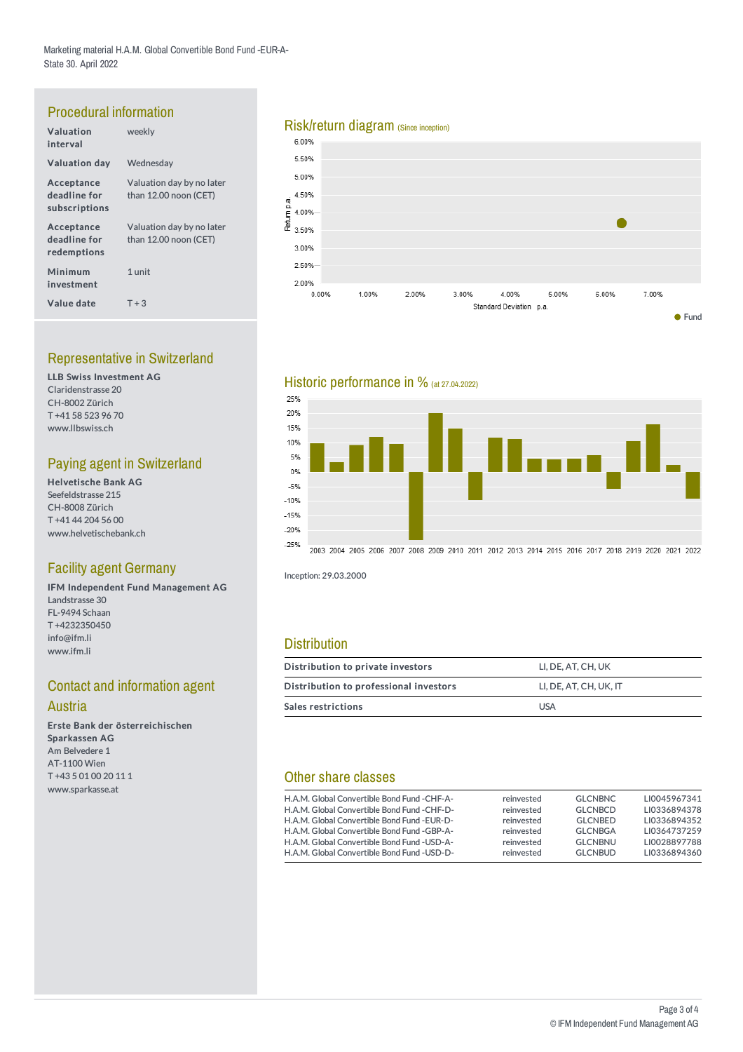## Procedural information

| | |
|---|---|
| **Valuation interval** | weekly |
| **Valuation day** | Wednesday |
| **Acceptance deadline for subscriptions** | Valuation day by no later than 12.00 noon (CET) |
| **Acceptance deadline for redemptions** | Valuation day by no later than 12.00 noon (CET) |
| **Minimum investment** | 1 unit |
| **Value date** | T + 3 |

## Representative in Switzerland

**LLB Swiss Investment AG**
Claridenstrasse 20
CH-8002 Zürich
T +41 58 523 96 70
www.llbswiss.ch

## Paying agent in Switzerland

**Helvetische Bank AG**
Seefeldstrasse 215
CH-8008 Zürich
T +41 44 204 56 00
www.helvetischebank.ch

## Facility agent Germany

**IFM Independent Fund Management AG**
Landstrasse 30
FL-9494 Schaan
T +4232350450
info@ifm.li
www.ifm.li

## Contact and information agent Austria

**Erste Bank der österreichischen Sparkassen AG**
Am Belvedere 1
AT-1100 Wien
T +43 5 01 00 20 11 1
www.sparkasse.at

## Risk/return diagram (Since inception)

## Historic performance in % (at 27.04.2022)

Inception: 29.03.2000

## Distribution

| | |
|---|---|
| **Distribution to private investors** | LI, DE, AT, CH, UK |
| **Distribution to professional investors** | LI, DE, AT, CH, UK, IT |
| **Sales restrictions** | USA |

## Other share classes

| | | | |
|---|---|---|---|
| H.A.M. Global Convertible Bond Fund -CHF-A- | reinvested | GLCNBNC | LI0045967341 |
| H.A.M. Global Convertible Bond Fund -CHF-D- | reinvested | GLCNBCD | LI0336894378 |
| H.A.M. Global Convertible Bond Fund -EUR-D- | reinvested | GLCNBED | LI0336894352 |
| H.A.M. Global Convertible Bond Fund -GBP-A- | reinvested | GLCNBGA | LI0364737259 |
| H.A.M. Global Convertible Bond Fund -USD-A- | reinvested | GLCNBNU | LI0028897788 |
| H.A.M. Global Convertible Bond Fund -USD-D- | reinvested | GLCNBUD | LI0336894360 |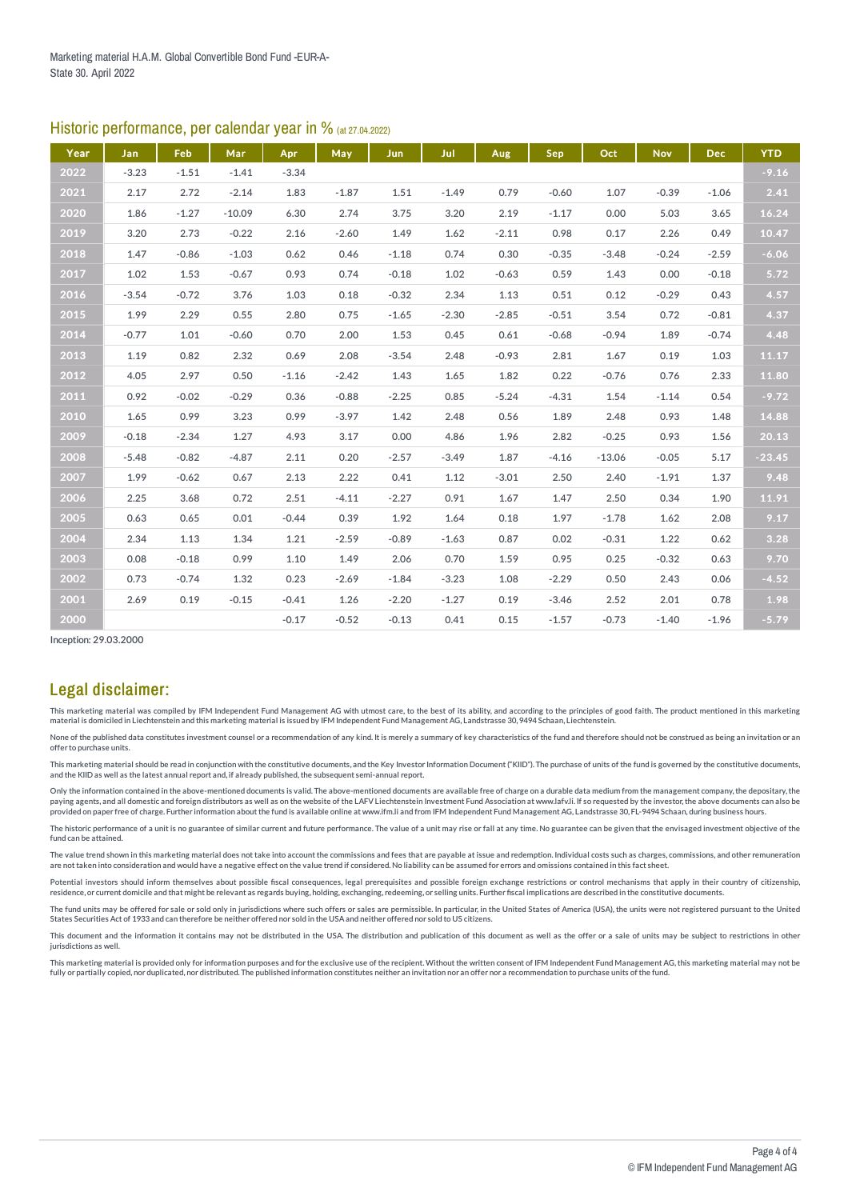Marketing material H.A.M. Global Convertible Bond Fund -EUR-A-
State 30. April 2022

## Historic performance, per calendar year in % (at 27.04.2022)

| Year | Jan | Feb | Mar | Apr | May | Jun | Jul | Aug | Sep | Oct | Nov | Dec | YTD |
|---|---|---|---|---|---|---|---|---|---|---|---|---|---|
| 2022 | -3.23 | -1.51 | -1.41 | -3.34 | | | | | | | | | -9.16 |
| 2021 | 2.17 | 2.72 | -2.14 | 1.83 | -1.87 | 1.51 | -1.49 | 0.79 | -0.60 | 1.07 | -0.39 | -1.06 | 2.41 |
| 2020 | 1.86 | -1.27 | -10.09 | 6.30 | 2.74 | 3.75 | 3.20 | 2.19 | -1.17 | 0.00 | 5.03 | 3.65 | 16.24 |
| 2019 | 3.20 | 2.73 | -0.22 | 2.16 | -2.60 | 1.49 | 1.62 | -2.11 | 0.98 | 0.17 | 2.26 | 0.49 | 10.47 |
| 2018 | 1.47 | -0.86 | -1.03 | 0.62 | 0.46 | -1.18 | 0.74 | 0.30 | -0.35 | -3.48 | -0.24 | -2.59 | -6.06 |
| 2017 | 1.02 | 1.53 | -0.67 | 0.93 | 0.74 | -0.18 | 1.02 | -0.63 | 0.59 | 1.43 | 0.00 | -0.18 | 5.72 |
| 2016 | -3.54 | -0.72 | 3.76 | 1.03 | 0.18 | -0.32 | 2.34 | 1.13 | 0.51 | 0.12 | -0.29 | 0.43 | 4.57 |
| 2015 | 1.99 | 2.29 | 0.55 | 2.80 | 0.75 | -1.65 | -2.30 | -2.85 | -0.51 | 3.54 | 0.72 | -0.81 | 4.37 |
| 2014 | -0.77 | 1.01 | -0.60 | 0.70 | 2.00 | 1.53 | 0.45 | 0.61 | -0.68 | -0.94 | 1.89 | -0.74 | 4.48 |
| 2013 | 1.19 | 0.82 | 2.32 | 0.69 | 2.08 | -3.54 | 2.48 | -0.93 | 2.81 | 1.67 | 0.19 | 1.03 | 11.17 |
| 2012 | 4.05 | 2.97 | 0.50 | -1.16 | -2.42 | 1.43 | 1.65 | 1.82 | 0.22 | -0.76 | 0.76 | 2.33 | 11.80 |
| 2011 | 0.92 | -0.02 | -0.29 | 0.36 | -0.88 | -2.25 | 0.85 | -5.24 | -4.31 | 1.54 | -1.14 | 0.54 | -9.72 |
| 2010 | 1.65 | 0.99 | 3.23 | 0.99 | -3.97 | 1.42 | 2.48 | 0.56 | 1.89 | 2.48 | 0.93 | 1.48 | 14.88 |
| 2009 | -0.18 | -2.34 | 1.27 | 4.93 | 3.17 | 0.00 | 4.86 | 1.96 | 2.82 | -0.25 | 0.93 | 1.56 | 20.13 |
| 2008 | -5.48 | -0.82 | -4.87 | 2.11 | 0.20 | -2.57 | -3.49 | 1.87 | -4.16 | -13.06 | -0.05 | 5.17 | -23.45 |
| 2007 | 1.99 | -0.62 | 0.67 | 2.13 | 2.22 | 0.41 | 1.12 | -3.01 | 2.50 | 2.40 | -1.91 | 1.37 | 9.48 |
| 2006 | 2.25 | 3.68 | 0.72 | 2.51 | -4.11 | -2.27 | 0.91 | 1.67 | 1.47 | 2.50 | 0.34 | 1.90 | 11.91 |
| 2005 | 0.63 | 0.65 | 0.01 | -0.44 | 0.39 | 1.92 | 1.64 | 0.18 | 1.97 | -1.78 | 1.62 | 2.08 | 9.17 |
| 2004 | 2.34 | 1.13 | 1.34 | 1.21 | -2.59 | -0.89 | -1.63 | 0.87 | 0.02 | -0.31 | 1.22 | 0.62 | 3.28 |
| 2003 | 0.08 | -0.18 | 0.99 | 1.10 | 1.49 | 2.06 | 0.70 | 1.59 | 0.95 | 0.25 | -0.32 | 0.63 | 9.70 |
| 2002 | 0.73 | -0.74 | 1.32 | 0.23 | -2.69 | -1.84 | -3.23 | 1.08 | -2.29 | 0.50 | 2.43 | 0.06 | -4.52 |
| 2001 | 2.69 | 0.19 | -0.15 | -0.41 | 1.26 | -2.20 | -1.27 | 0.19 | -3.46 | 2.52 | 2.01 | 0.78 | 1.98 |
| 2000 | | | | -0.17 | -0.52 | -0.13 | 0.41 | 0.15 | -1.57 | -0.73 | -1.40 | -1.96 | -5.79 |

Inception: 29.03.2000

## Legal disclaimer:

This marketing material was compiled by IFM Independent Fund Management AG with utmost care, to the best of its ability, and according to the principles of good faith. The product mentioned in this marketing material is domiciled in Liechtenstein and this marketing material is issued by IFM Independent Fund Management AG, Landstrasse 30, 9494 Schaan, Liechtenstein.

None of the published data constitutes investment counsel or a recommendation of any kind. It is merely a summary of key characteristics of the fund and therefore should not be construed as being an invitation or an offer to purchase units.

This marketing material should be read in conjunction with the constitutive documents, and the Key Investor Information Document ("KIID"). The purchase of units of the fund is governed by the constitutive documents, and the KIID as well as the latest annual report and, if already published, the subsequent semi-annual report.

Only the information contained in the above-mentioned documents is valid. The above-mentioned documents are available free of charge on a durable data medium from the management company, the depositary, the paying agents, and all domestic and foreign distributors as well as on the website of the LAFV Liechtenstein Investment Fund Association at www.lafv.li. If so requested by the investor, the above documents can also be provided on paper free of charge. Further information about the fund is available online at www.ifm.li and from IFM Independent Fund Management AG, Landstrasse 30, FL-9494 Schaan, during business hours.

The historic performance of a unit is no guarantee of similar current and future performance. The value of a unit may rise or fall at any time. No guarantee can be given that the envisaged investment objective of the fund can be attained.

The value trend shown in this marketing material does not take into account the commissions and fees that are payable at issue and redemption. Individual costs such as charges, commissions, and other remuneration are not taken into consideration and would have a negative effect on the value trend if considered. No liability can be assumed for errors and omissions contained in this fact sheet.

Potential investors should inform themselves about possible fiscal consequences, legal prerequisites and possible foreign exchange restrictions or control mechanisms that apply in their country of citizenship, residence, or current domicile and that might be relevant as regards buying, holding, exchanging, redeeming, or selling units. Further fiscal implications are described in the constitutive documents.

The fund units may be offered for sale or sold only in jurisdictions where such offers or sales are permissible. In particular, in the United States of America (USA), the units were not registered pursuant to the United States Securities Act of 1933 and can therefore be neither offered nor sold in the USA and neither offered nor sold to US citizens.

This document and the information it contains may not be distributed in the USA. The distribution and publication of this document as well as the offer or a sale of units may be subject to restrictions in other jurisdictions as well.

This marketing material is provided only for information purposes and for the exclusive use of the recipient. Without the written consent of IFM Independent Fund Management AG, this marketing material may not be fully or partially copied, nor duplicated, nor distributed. The published information constitutes neither an invitation nor an offer nor a recommendation to purchase units of the fund.

© IFM Independent Fund Management AG